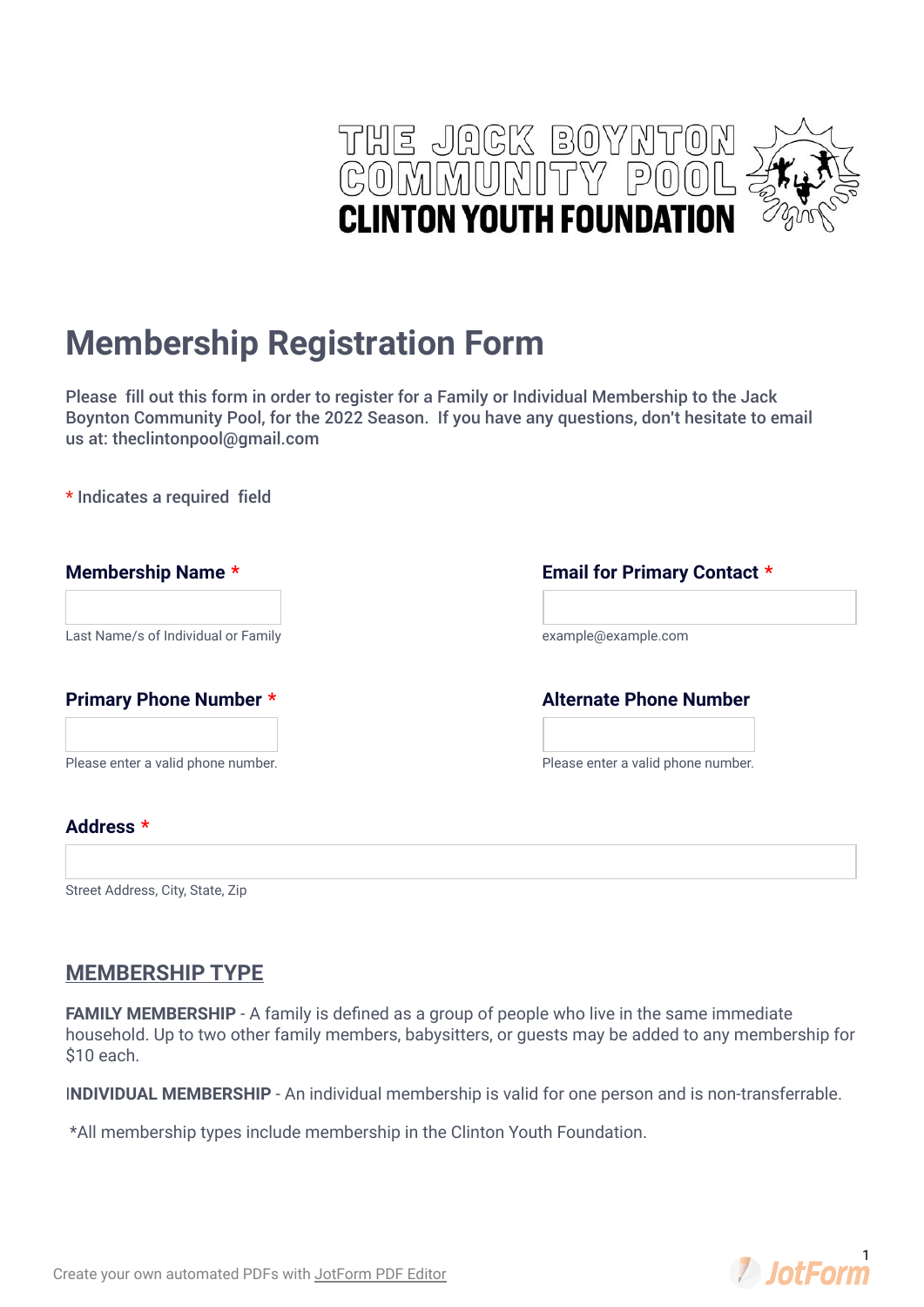THE JACK BOYNTON COMMUNITY POOL
CLINTON YOUTH FOUNDATION

# Membership Registration Form

Please fill out this form in order to register for a Family or Individual Membership to the Jack Boynton Community Pool, for the 2022 Season. If you have any questions, don't hesitate to email us at: theclintonpool@gmail.com

* Indicates a required field

**Membership Name** *

Last Name/s of Individual or Family

**Email for Primary Contact** *

example@example.com

**Primary Phone Number** *

Please enter a valid phone number.

**Alternate Phone Number**

Please enter a valid phone number.

**Address** *

Street Address, City, State, Zip

## MEMBERSHIP TYPE

**FAMILY MEMBERSHIP** - A family is defined as a group of people who live in the same immediate household. Up to two other family members, babysitters, or guests may be added to any membership for $10 each.

**INDIVIDUAL MEMBERSHIP** - An individual membership is valid for one person and is non-transferrable.

*All membership types include membership in the Clinton Youth Foundation.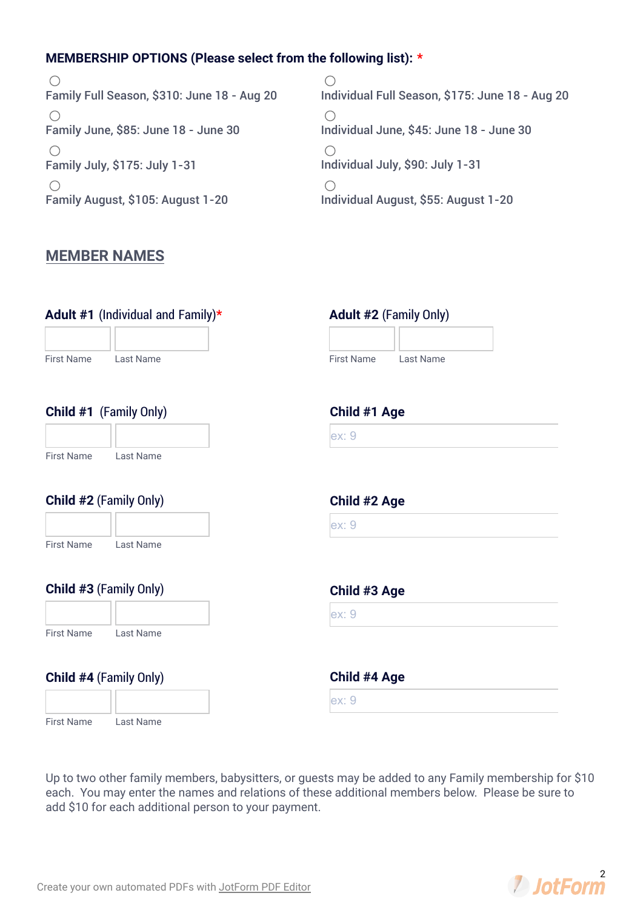**MEMBERSHIP OPTIONS (Please select from the following list):** *

- ○ Family Full Season, $310: June 18 - Aug 20
- ○ Family June, $85: June 18 - June 30
- ○ Family July, $175: July 1-31
- ○ Family August, $105: August 1-20
- ○ Individual Full Season, $175: June 18 - Aug 20
- ○ Individual June, $45: June 18 - June 30
- ○ Individual July, $90: July 1-31
- ○ Individual August, $55: August 1-20

## MEMBER NAMES

**Adult #1** (Individual and Family)*

First Name | Last Name

**Adult #2** (Family Only)

First Name | Last Name

**Child #1** (Family Only)

First Name | Last Name

**Child #1 Age**

ex: 9

**Child #2** (Family Only)

First Name | Last Name

**Child #2 Age**

ex: 9

**Child #3** (Family Only)

First Name | Last Name

**Child #3 Age**

ex: 9

**Child #4** (Family Only)

First Name | Last Name

**Child #4 Age**

ex: 9

Up to two other family members, babysitters, or guests may be added to any Family membership for $10 each. You may enter the names and relations of these additional members below. Please be sure to add $10 for each additional person to your payment.

Create your own automated PDFs with JotForm PDF Editor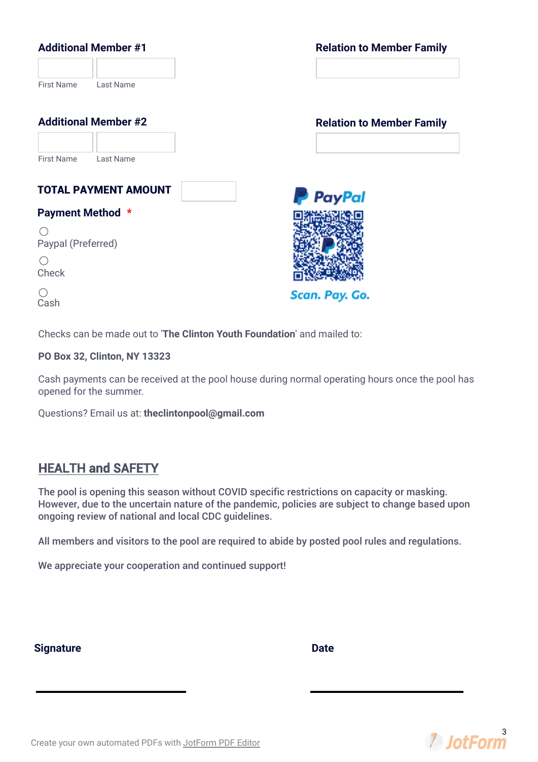**Additional Member #1**

First Name | Last Name

**Relation to Member Family**

**Additional Member #2**

First Name | Last Name

**Relation to Member Family**

**TOTAL PAYMENT AMOUNT**

**Payment Method** *

- ○ Paypal (Preferred)
- ○ Check
- ○ Cash

PayPal

Scan. Pay. Go.

Checks can be made out to '**The Clinton Youth Foundation**' and mailed to:

**PO Box 32, Clinton, NY 13323**

Cash payments can be received at the pool house during normal operating hours once the pool has opened for the summer.

Questions? Email us at: **theclintonpool@gmail.com**

## HEALTH and SAFETY

The pool is opening this season without COVID specific restrictions on capacity or masking. However, due to the uncertain nature of the pandemic, policies are subject to change based upon ongoing review of national and local CDC guidelines.

All members and visitors to the pool are required to abide by posted pool rules and regulations.

We appreciate your cooperation and continued support!

**Signature** ______________________

**Date** ______________________

Create your own automated PDFs with JotForm PDF Editor